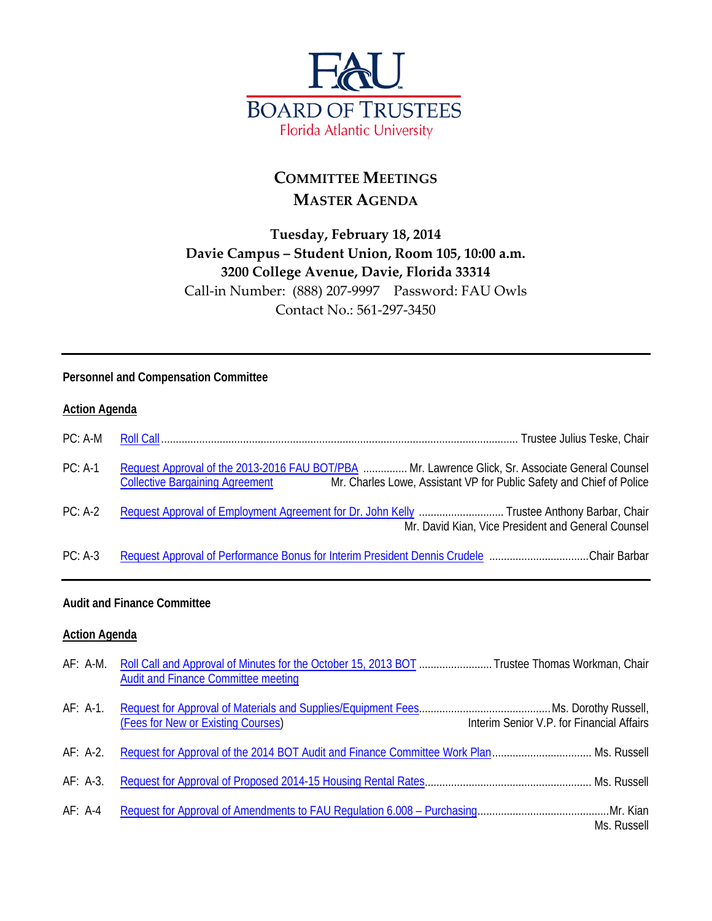FAU
BOARD OF TRUSTEES
Florida Atlantic University

# COMMITTEE MEETINGS
# MASTER AGENDA

**Tuesday, February 18, 2014**
**Davie Campus – Student Union, Room 105, 10:00 a.m.**
**3200 College Avenue, Davie, Florida 33314**
Call-in Number: (888) 207-9997 Password: FAU Owls
Contact No.: 561-297-3450

---

**Personnel and Compensation Committee**

**Action Agenda**

PC: A-M Roll Call ........................................ Trustee Julius Teske, Chair

PC: A-1 Request Approval of the 2013-2016 FAU BOT/PBA Collective Bargaining Agreement .............. Mr. Lawrence Glick, Sr. Associate General Counsel
Mr. Charles Lowe, Assistant VP for Public Safety and Chief of Police

PC: A-2 Request Approval of Employment Agreement for Dr. John Kelly ............................ Trustee Anthony Barbar, Chair
Mr. David Kian, Vice President and General Counsel

PC: A-3 Request Approval of Performance Bonus for Interim President Dennis Crudele ..................................Chair Barbar

---

**Audit and Finance Committee**

**Action Agenda**

AF: A-M. Roll Call and Approval of Minutes for the October 15, 2013 BOT Audit and Finance Committee meeting ......................... Trustee Thomas Workman, Chair

AF: A-1. Request for Approval of Materials and Supplies/Equipment Fees (Fees for New or Existing Courses)............................................Ms. Dorothy Russell,
Interim Senior V.P. for Financial Affairs

AF: A-2. Request for Approval of the 2014 BOT Audit and Finance Committee Work Plan................................. Ms. Russell

AF: A-3. Request for Approval of Proposed 2014-15 Housing Rental Rates........................................................ Ms. Russell

AF: A-4 Request for Approval of Amendments to FAU Regulation 6.008 – Purchasing............................................Mr. Kian
Ms. Russell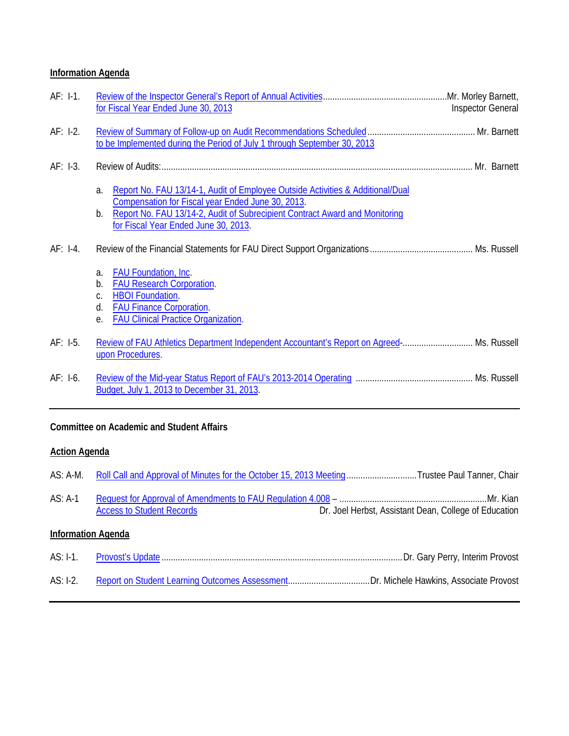**Information Agenda**

AF: I-1. Review of the Inspector General's Report of Annual Activities for Fiscal Year Ended June 30, 2013 .......... Mr. Morley Barnett, Inspector General

AF: I-2. Review of Summary of Follow-up on Audit Recommendations Scheduled to be Implemented during the Period of July 1 through September 30, 2013 .......... Mr. Barnett

AF: I-3. Review of Audits: .......... Mr. Barnett

a. Report No. FAU 13/14-1, Audit of Employee Outside Activities & Additional/Dual Compensation for Fiscal year Ended June 30, 2013.
b. Report No. FAU 13/14-2, Audit of Subrecipient Contract Award and Monitoring for Fiscal Year Ended June 30, 2013.

AF: I-4. Review of the Financial Statements for FAU Direct Support Organizations .......... Ms. Russell

a. FAU Foundation, Inc.
b. FAU Research Corporation.
c. HBOI Foundation.
d. FAU Finance Corporation.
e. FAU Clinical Practice Organization.

AF: I-5. Review of FAU Athletics Department Independent Accountant's Report on Agreed-upon Procedures. .......... Ms. Russell

AF: I-6. Review of the Mid-year Status Report of FAU's 2013-2014 Operating Budget, July 1, 2013 to December 31, 2013. .......... Ms. Russell

---

**Committee on Academic and Student Affairs**

**Action Agenda**

AS: A-M. Roll Call and Approval of Minutes for the October 15, 2013 Meeting .......... Trustee Paul Tanner, Chair

AS: A-1 Request for Approval of Amendments to FAU Regulation 4.008 – Access to Student Records .......... Mr. Kian; Dr. Joel Herbst, Assistant Dean, College of Education

**Information Agenda**

AS: I-1. Provost's Update .......... Dr. Gary Perry, Interim Provost

AS: I-2. Report on Student Learning Outcomes Assessment .......... Dr. Michele Hawkins, Associate Provost

---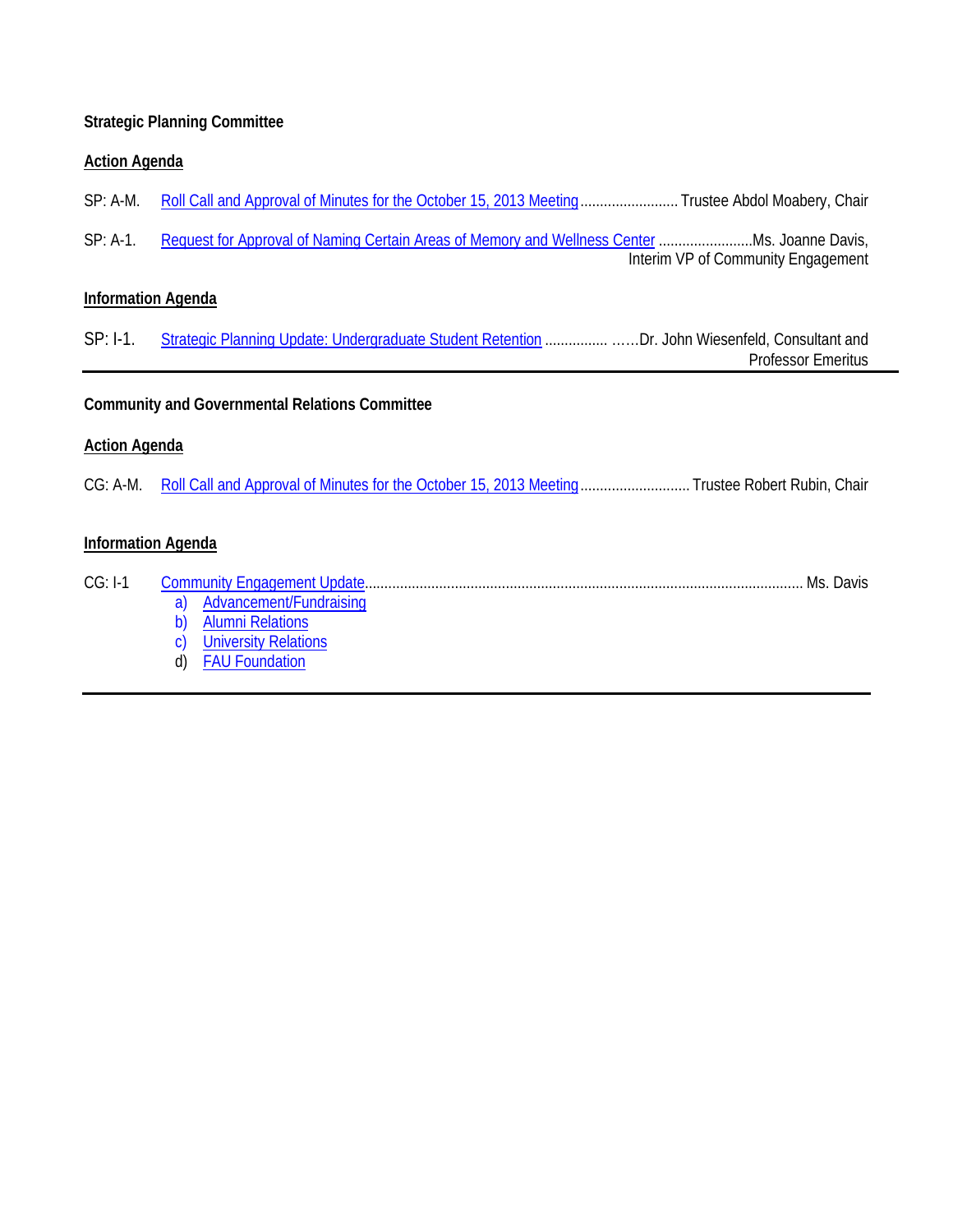**Strategic Planning Committee**

**Action Agenda**

SP: A-M. Roll Call and Approval of Minutes for the October 15, 2013 Meeting ......................... Trustee Abdol Moabery, Chair

SP: A-1. Request for Approval of Naming Certain Areas of Memory and Wellness Center ........................Ms. Joanne Davis, Interim VP of Community Engagement

**Information Agenda**

SP: I-1. Strategic Planning Update: Undergraduate Student Retention ................ ……Dr. John Wiesenfeld, Consultant and Professor Emeritus

---

**Community and Governmental Relations Committee**

**Action Agenda**

CG: A-M. Roll Call and Approval of Minutes for the October 15, 2013 Meeting ............................ Trustee Robert Rubin, Chair

**Information Agenda**

CG: I-1 Community Engagement Update................................................................................................................ Ms. Davis

a) Advancement/Fundraising
b) Alumni Relations
c) University Relations
d) FAU Foundation

---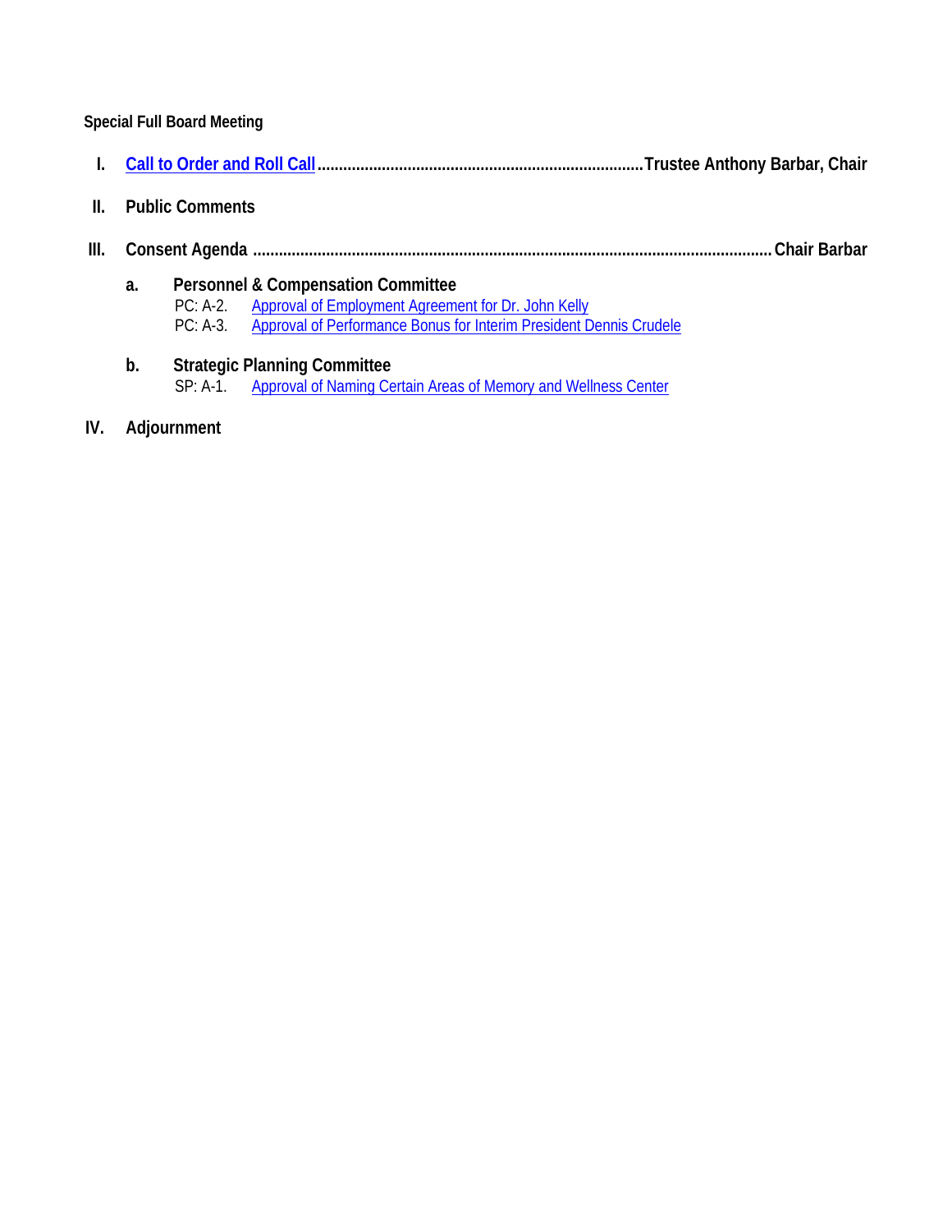**Special Full Board Meeting**

I. **Call to Order and Roll Call** .......................................................................... **Trustee Anthony Barbar, Chair**

II. **Public Comments**

III. **Consent Agenda** ...................................................................................................................... **Chair Barbar**

   a. **Personnel & Compensation Committee**
      PC: A-2. Approval of Employment Agreement for Dr. John Kelly
      PC: A-3. Approval of Performance Bonus for Interim President Dennis Crudele

   b. **Strategic Planning Committee**
      SP: A-1. Approval of Naming Certain Areas of Memory and Wellness Center

IV. **Adjournment**